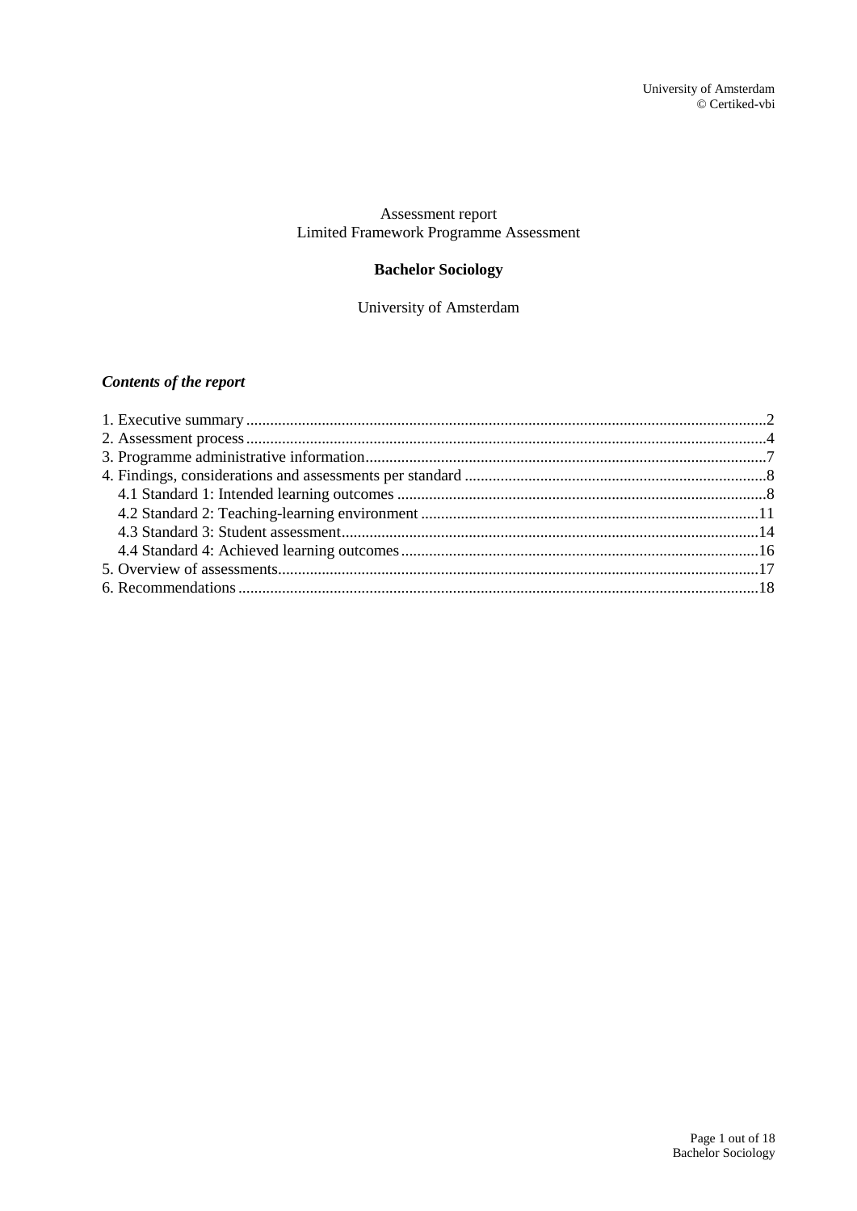University of Amsterdam
© Certiked-vbi

Assessment report
Limited Framework Programme Assessment

**Bachelor Sociology**

University of Amsterdam

***Contents of the report***

1. Executive summary .....2
2. Assessment process .....4
3. Programme administrative information .....7
4. Findings, considerations and assessments per standard .....8
   - 4.1 Standard 1: Intended learning outcomes .....8
   - 4.2 Standard 2: Teaching-learning environment .....11
   - 4.3 Standard 3: Student assessment .....14
   - 4.4 Standard 4: Achieved learning outcomes .....16
5. Overview of assessments .....17
6. Recommendations .....18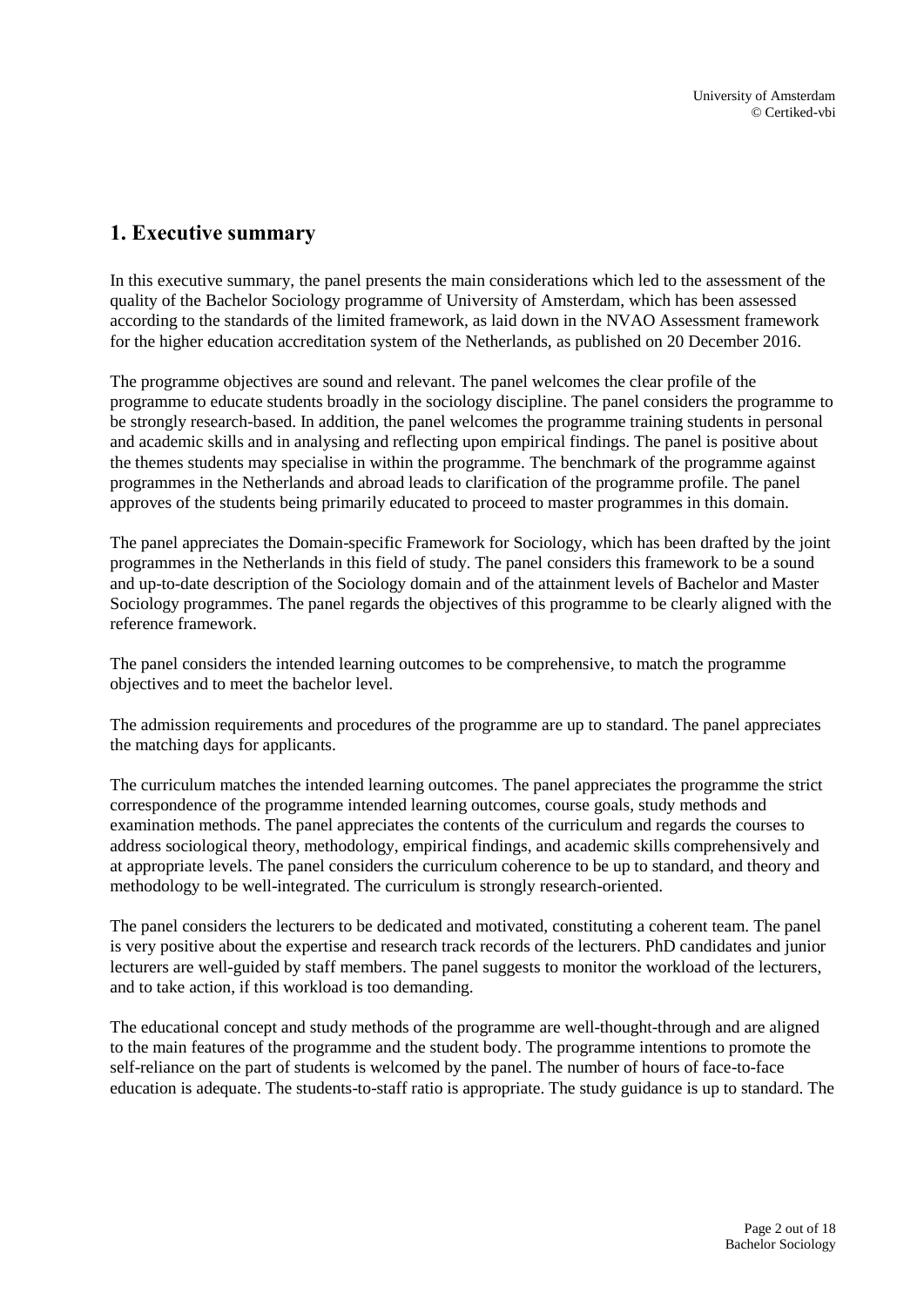# 1. Executive summary

In this executive summary, the panel presents the main considerations which led to the assessment of the quality of the Bachelor Sociology programme of University of Amsterdam, which has been assessed according to the standards of the limited framework, as laid down in the NVAO Assessment framework for the higher education accreditation system of the Netherlands, as published on 20 December 2016.

The programme objectives are sound and relevant. The panel welcomes the clear profile of the programme to educate students broadly in the sociology discipline. The panel considers the programme to be strongly research-based. In addition, the panel welcomes the programme training students in personal and academic skills and in analysing and reflecting upon empirical findings. The panel is positive about the themes students may specialise in within the programme. The benchmark of the programme against programmes in the Netherlands and abroad leads to clarification of the programme profile. The panel approves of the students being primarily educated to proceed to master programmes in this domain.

The panel appreciates the Domain-specific Framework for Sociology, which has been drafted by the joint programmes in the Netherlands in this field of study. The panel considers this framework to be a sound and up-to-date description of the Sociology domain and of the attainment levels of Bachelor and Master Sociology programmes. The panel regards the objectives of this programme to be clearly aligned with the reference framework.

The panel considers the intended learning outcomes to be comprehensive, to match the programme objectives and to meet the bachelor level.

The admission requirements and procedures of the programme are up to standard. The panel appreciates the matching days for applicants.

The curriculum matches the intended learning outcomes. The panel appreciates the programme the strict correspondence of the programme intended learning outcomes, course goals, study methods and examination methods. The panel appreciates the contents of the curriculum and regards the courses to address sociological theory, methodology, empirical findings, and academic skills comprehensively and at appropriate levels. The panel considers the curriculum coherence to be up to standard, and theory and methodology to be well-integrated. The curriculum is strongly research-oriented.

The panel considers the lecturers to be dedicated and motivated, constituting a coherent team. The panel is very positive about the expertise and research track records of the lecturers. PhD candidates and junior lecturers are well-guided by staff members. The panel suggests to monitor the workload of the lecturers, and to take action, if this workload is too demanding.

The educational concept and study methods of the programme are well-thought-through and are aligned to the main features of the programme and the student body. The programme intentions to promote the self-reliance on the part of students is welcomed by the panel. The number of hours of face-to-face education is adequate. The students-to-staff ratio is appropriate. The study guidance is up to standard. The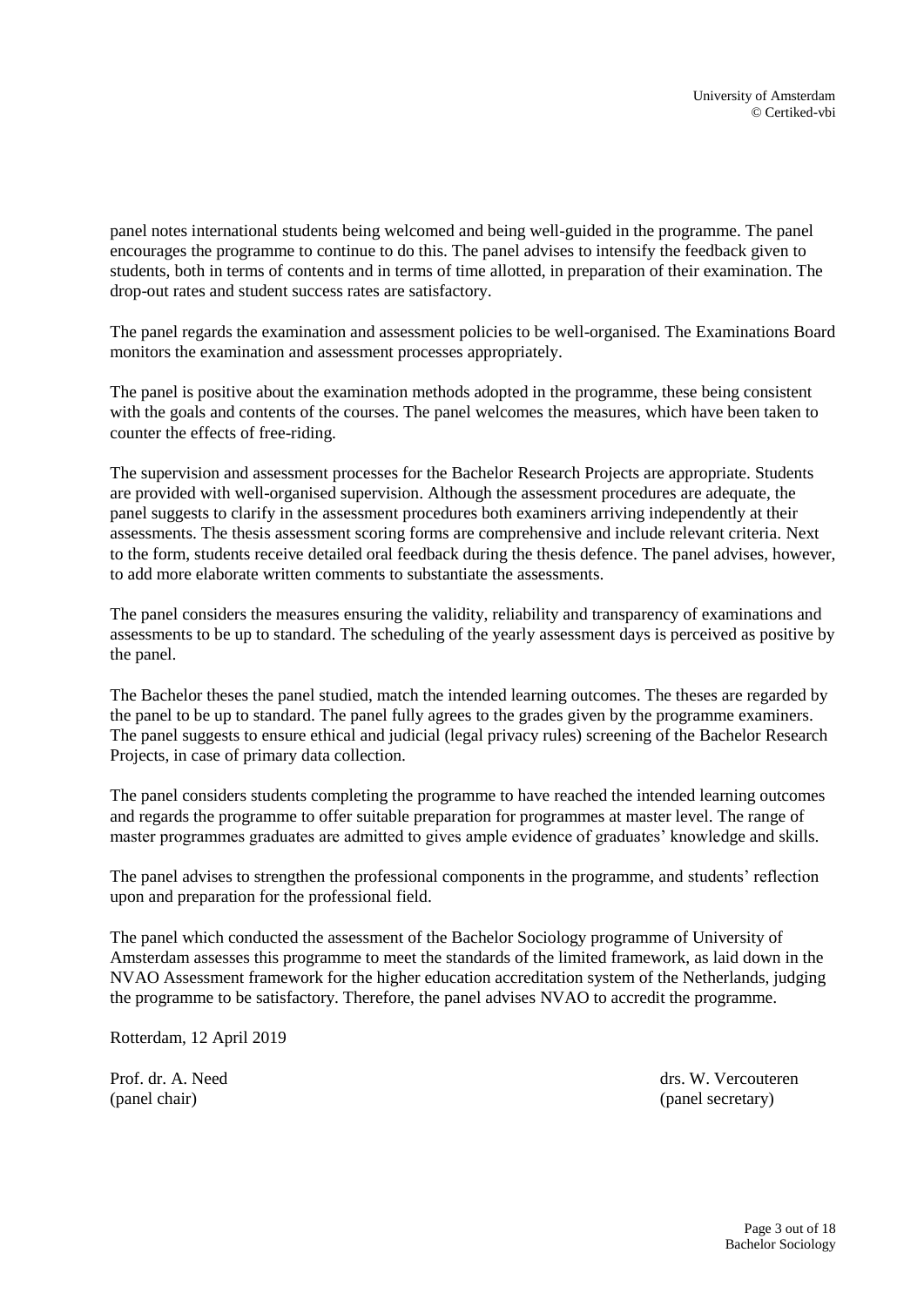panel notes international students being welcomed and being well-guided in the programme. The panel encourages the programme to continue to do this. The panel advises to intensify the feedback given to students, both in terms of contents and in terms of time allotted, in preparation of their examination. The drop-out rates and student success rates are satisfactory.

The panel regards the examination and assessment policies to be well-organised. The Examinations Board monitors the examination and assessment processes appropriately.

The panel is positive about the examination methods adopted in the programme, these being consistent with the goals and contents of the courses. The panel welcomes the measures, which have been taken to counter the effects of free-riding.

The supervision and assessment processes for the Bachelor Research Projects are appropriate. Students are provided with well-organised supervision. Although the assessment procedures are adequate, the panel suggests to clarify in the assessment procedures both examiners arriving independently at their assessments. The thesis assessment scoring forms are comprehensive and include relevant criteria. Next to the form, students receive detailed oral feedback during the thesis defence. The panel advises, however, to add more elaborate written comments to substantiate the assessments.

The panel considers the measures ensuring the validity, reliability and transparency of examinations and assessments to be up to standard. The scheduling of the yearly assessment days is perceived as positive by the panel.

The Bachelor theses the panel studied, match the intended learning outcomes. The theses are regarded by the panel to be up to standard. The panel fully agrees to the grades given by the programme examiners. The panel suggests to ensure ethical and judicial (legal privacy rules) screening of the Bachelor Research Projects, in case of primary data collection.

The panel considers students completing the programme to have reached the intended learning outcomes and regards the programme to offer suitable preparation for programmes at master level. The range of master programmes graduates are admitted to gives ample evidence of graduates' knowledge and skills.

The panel advises to strengthen the professional components in the programme, and students' reflection upon and preparation for the professional field.

The panel which conducted the assessment of the Bachelor Sociology programme of University of Amsterdam assesses this programme to meet the standards of the limited framework, as laid down in the NVAO Assessment framework for the higher education accreditation system of the Netherlands, judging the programme to be satisfactory. Therefore, the panel advises NVAO to accredit the programme.

Rotterdam, 12 April 2019

Prof. dr. A. Need
(panel chair)

drs. W. Vercouteren
(panel secretary)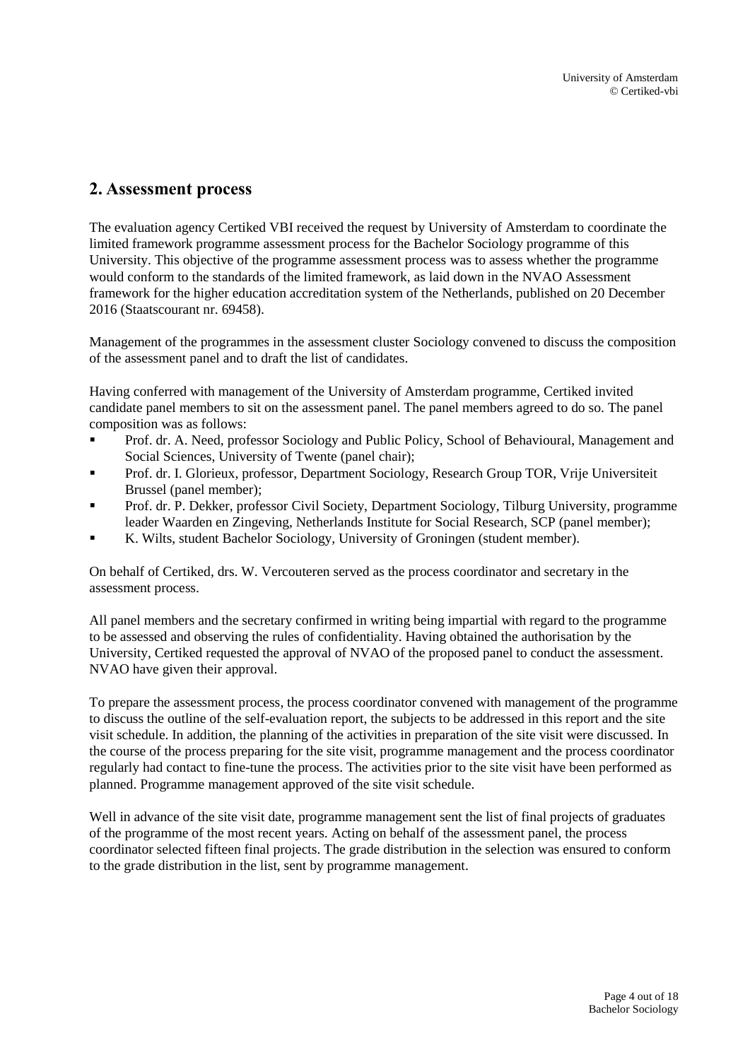## 2. Assessment process

The evaluation agency Certiked VBI received the request by University of Amsterdam to coordinate the limited framework programme assessment process for the Bachelor Sociology programme of this University. This objective of the programme assessment process was to assess whether the programme would conform to the standards of the limited framework, as laid down in the NVAO Assessment framework for the higher education accreditation system of the Netherlands, published on 20 December 2016 (Staatscourant nr. 69458).

Management of the programmes in the assessment cluster Sociology convened to discuss the composition of the assessment panel and to draft the list of candidates.

Having conferred with management of the University of Amsterdam programme, Certiked invited candidate panel members to sit on the assessment panel. The panel members agreed to do so. The panel composition was as follows:

- Prof. dr. A. Need, professor Sociology and Public Policy, School of Behavioural, Management and Social Sciences, University of Twente (panel chair);
- Prof. dr. I. Glorieux, professor, Department Sociology, Research Group TOR, Vrije Universiteit Brussel (panel member);
- Prof. dr. P. Dekker, professor Civil Society, Department Sociology, Tilburg University, programme leader Waarden en Zingeving, Netherlands Institute for Social Research, SCP (panel member);
- K. Wilts, student Bachelor Sociology, University of Groningen (student member).

On behalf of Certiked, drs. W. Vercouteren served as the process coordinator and secretary in the assessment process.

All panel members and the secretary confirmed in writing being impartial with regard to the programme to be assessed and observing the rules of confidentiality. Having obtained the authorisation by the University, Certiked requested the approval of NVAO of the proposed panel to conduct the assessment. NVAO have given their approval.

To prepare the assessment process, the process coordinator convened with management of the programme to discuss the outline of the self-evaluation report, the subjects to be addressed in this report and the site visit schedule. In addition, the planning of the activities in preparation of the site visit were discussed. In the course of the process preparing for the site visit, programme management and the process coordinator regularly had contact to fine-tune the process. The activities prior to the site visit have been performed as planned. Programme management approved of the site visit schedule.

Well in advance of the site visit date, programme management sent the list of final projects of graduates of the programme of the most recent years. Acting on behalf of the assessment panel, the process coordinator selected fifteen final projects. The grade distribution in the selection was ensured to conform to the grade distribution in the list, sent by programme management.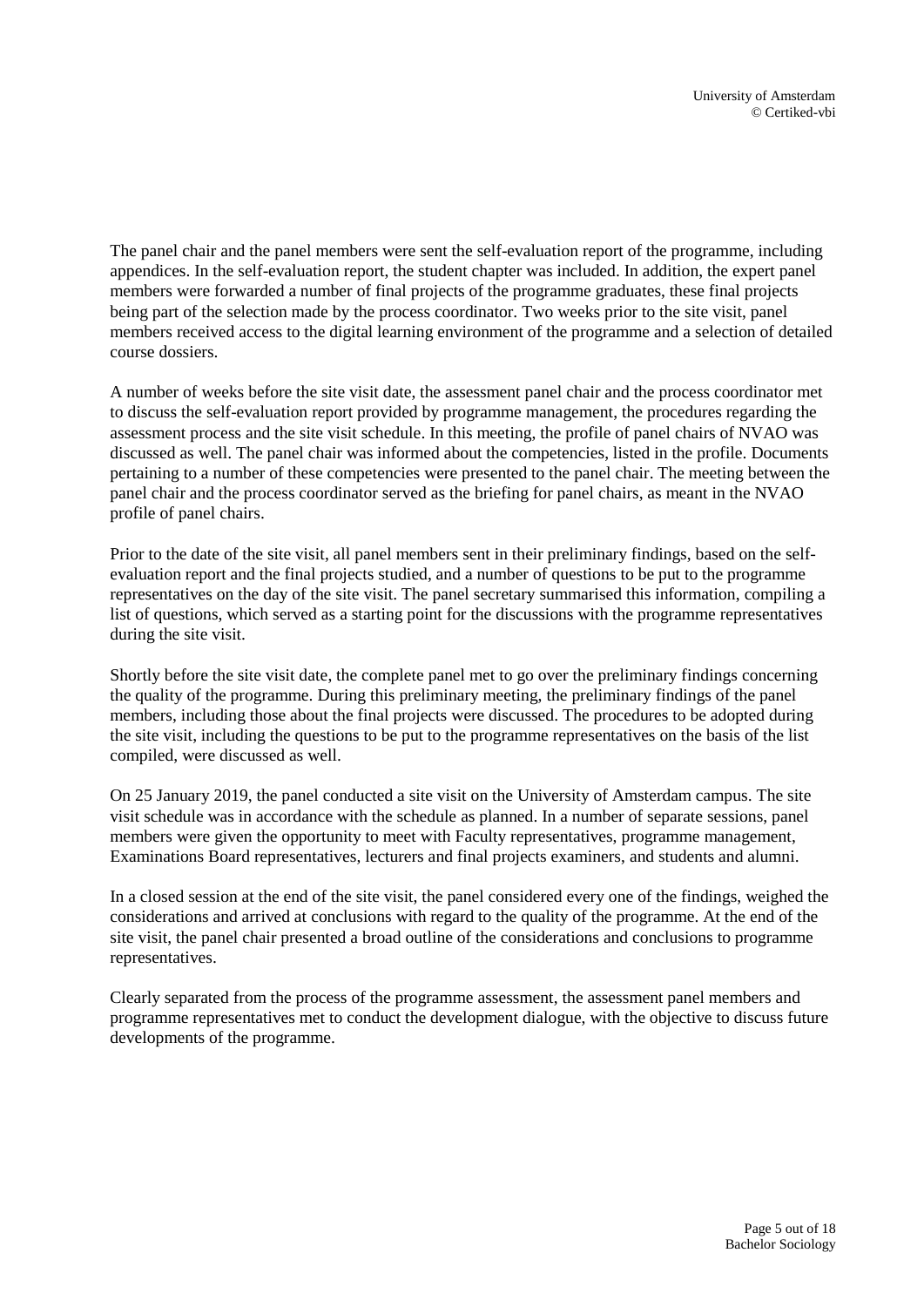The panel chair and the panel members were sent the self-evaluation report of the programme, including appendices. In the self-evaluation report, the student chapter was included. In addition, the expert panel members were forwarded a number of final projects of the programme graduates, these final projects being part of the selection made by the process coordinator. Two weeks prior to the site visit, panel members received access to the digital learning environment of the programme and a selection of detailed course dossiers.

A number of weeks before the site visit date, the assessment panel chair and the process coordinator met to discuss the self-evaluation report provided by programme management, the procedures regarding the assessment process and the site visit schedule. In this meeting, the profile of panel chairs of NVAO was discussed as well. The panel chair was informed about the competencies, listed in the profile. Documents pertaining to a number of these competencies were presented to the panel chair. The meeting between the panel chair and the process coordinator served as the briefing for panel chairs, as meant in the NVAO profile of panel chairs.

Prior to the date of the site visit, all panel members sent in their preliminary findings, based on the self-evaluation report and the final projects studied, and a number of questions to be put to the programme representatives on the day of the site visit. The panel secretary summarised this information, compiling a list of questions, which served as a starting point for the discussions with the programme representatives during the site visit.

Shortly before the site visit date, the complete panel met to go over the preliminary findings concerning the quality of the programme. During this preliminary meeting, the preliminary findings of the panel members, including those about the final projects were discussed. The procedures to be adopted during the site visit, including the questions to be put to the programme representatives on the basis of the list compiled, were discussed as well.

On 25 January 2019, the panel conducted a site visit on the University of Amsterdam campus. The site visit schedule was in accordance with the schedule as planned. In a number of separate sessions, panel members were given the opportunity to meet with Faculty representatives, programme management, Examinations Board representatives, lecturers and final projects examiners, and students and alumni.

In a closed session at the end of the site visit, the panel considered every one of the findings, weighed the considerations and arrived at conclusions with regard to the quality of the programme. At the end of the site visit, the panel chair presented a broad outline of the considerations and conclusions to programme representatives.

Clearly separated from the process of the programme assessment, the assessment panel members and programme representatives met to conduct the development dialogue, with the objective to discuss future developments of the programme.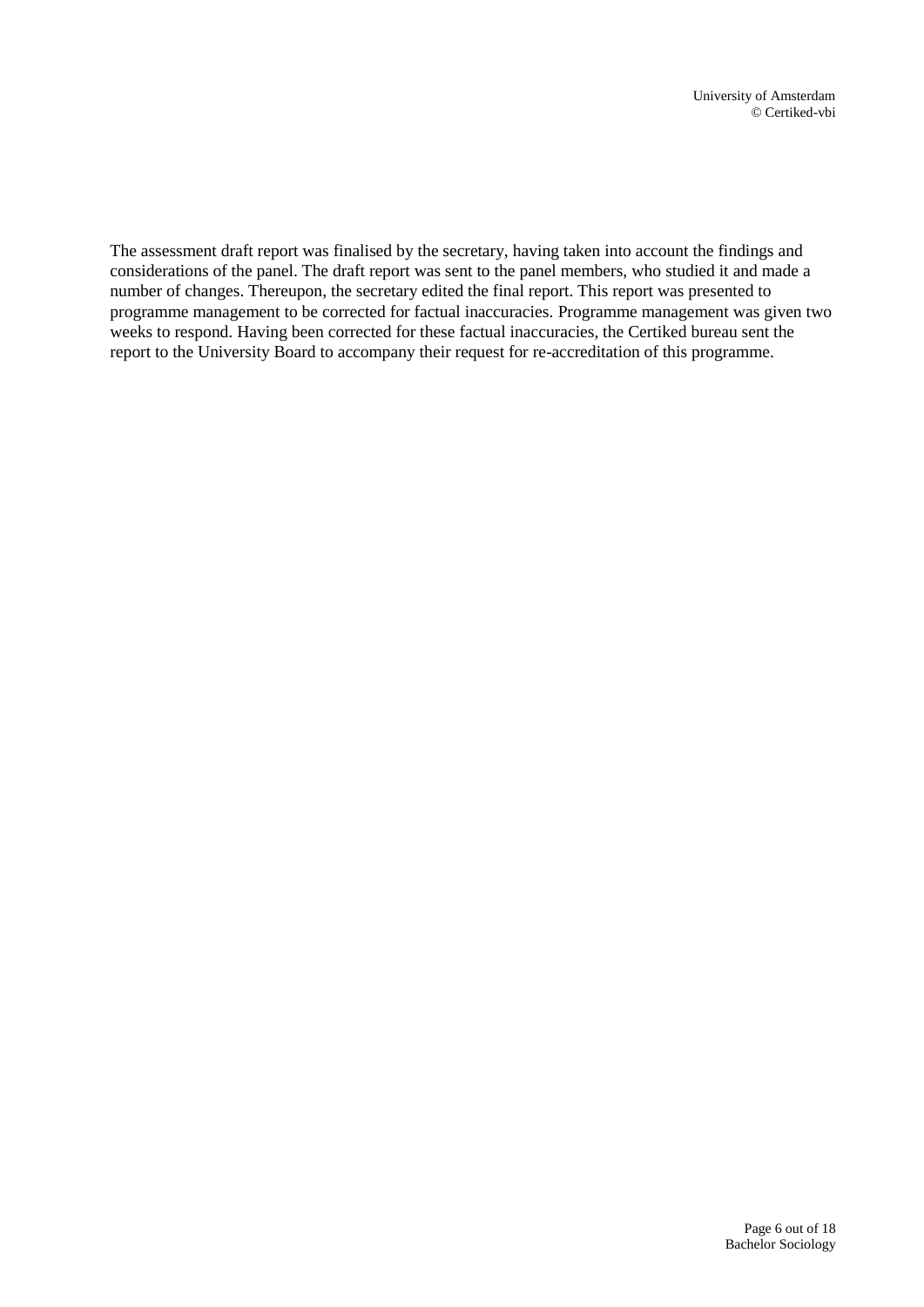The assessment draft report was finalised by the secretary, having taken into account the findings and considerations of the panel. The draft report was sent to the panel members, who studied it and made a number of changes. Thereupon, the secretary edited the final report. This report was presented to programme management to be corrected for factual inaccuracies. Programme management was given two weeks to respond. Having been corrected for these factual inaccuracies, the Certiked bureau sent the report to the University Board to accompany their request for re-accreditation of this programme.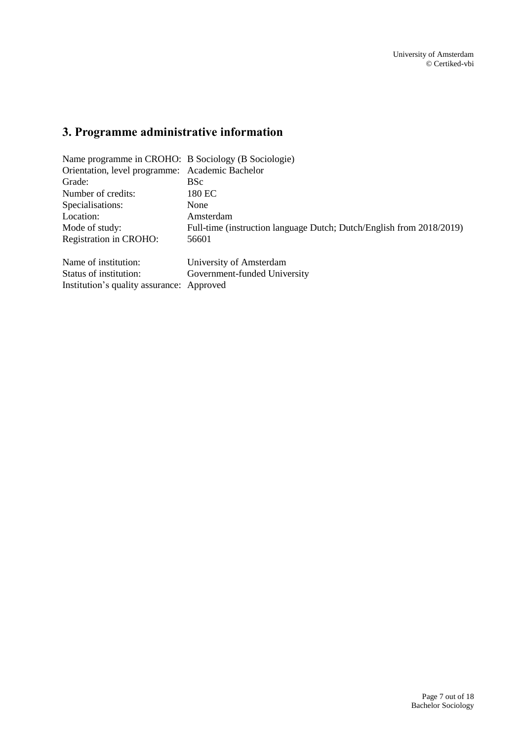## 3. Programme administrative information

Name programme in CROHO: B Sociology (B Sociologie)
Orientation, level programme: Academic Bachelor
Grade: BSc
Number of credits: 180 EC
Specialisations: None
Location: Amsterdam
Mode of study: Full-time (instruction language Dutch; Dutch/English from 2018/2019)
Registration in CROHO: 56601

Name of institution: University of Amsterdam
Status of institution: Government-funded University
Institution's quality assurance: Approved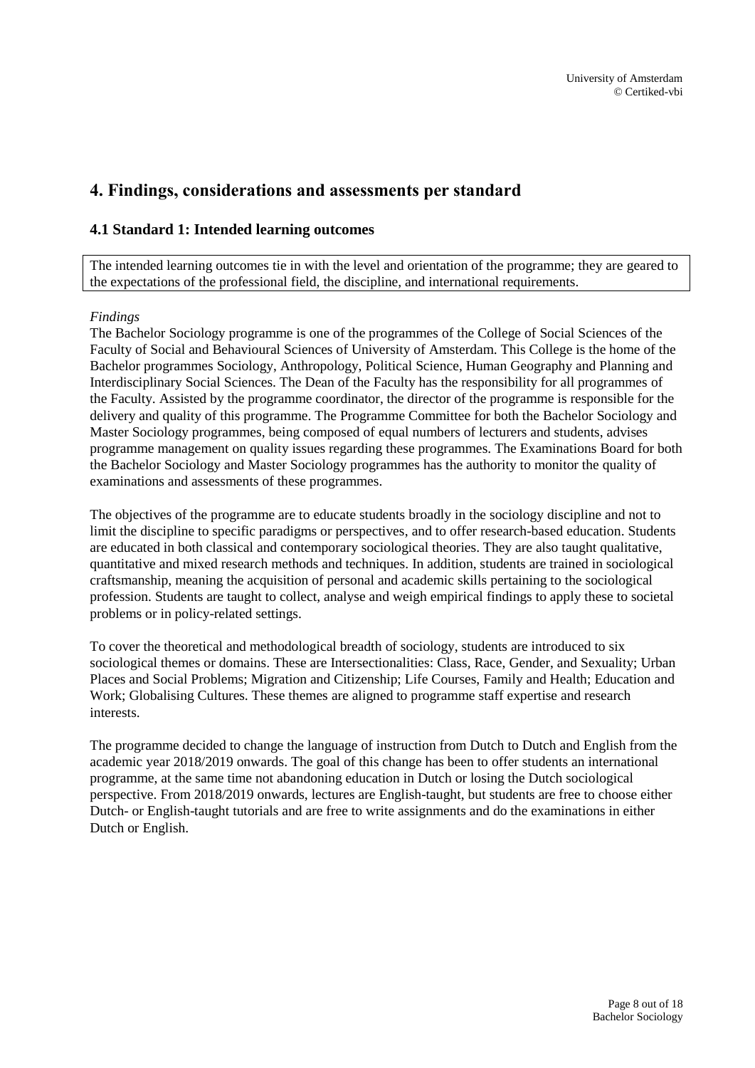# 4. Findings, considerations and assessments per standard

## 4.1 Standard 1: Intended learning outcomes

The intended learning outcomes tie in with the level and orientation of the programme; they are geared to the expectations of the professional field, the discipline, and international requirements.

*Findings*

The Bachelor Sociology programme is one of the programmes of the College of Social Sciences of the Faculty of Social and Behavioural Sciences of University of Amsterdam. This College is the home of the Bachelor programmes Sociology, Anthropology, Political Science, Human Geography and Planning and Interdisciplinary Social Sciences. The Dean of the Faculty has the responsibility for all programmes of the Faculty. Assisted by the programme coordinator, the director of the programme is responsible for the delivery and quality of this programme. The Programme Committee for both the Bachelor Sociology and Master Sociology programmes, being composed of equal numbers of lecturers and students, advises programme management on quality issues regarding these programmes. The Examinations Board for both the Bachelor Sociology and Master Sociology programmes has the authority to monitor the quality of examinations and assessments of these programmes.

The objectives of the programme are to educate students broadly in the sociology discipline and not to limit the discipline to specific paradigms or perspectives, and to offer research-based education. Students are educated in both classical and contemporary sociological theories. They are also taught qualitative, quantitative and mixed research methods and techniques. In addition, students are trained in sociological craftsmanship, meaning the acquisition of personal and academic skills pertaining to the sociological profession. Students are taught to collect, analyse and weigh empirical findings to apply these to societal problems or in policy-related settings.

To cover the theoretical and methodological breadth of sociology, students are introduced to six sociological themes or domains. These are Intersectionalities: Class, Race, Gender, and Sexuality; Urban Places and Social Problems; Migration and Citizenship; Life Courses, Family and Health; Education and Work; Globalising Cultures. These themes are aligned to programme staff expertise and research interests.

The programme decided to change the language of instruction from Dutch to Dutch and English from the academic year 2018/2019 onwards. The goal of this change has been to offer students an international programme, at the same time not abandoning education in Dutch or losing the Dutch sociological perspective. From 2018/2019 onwards, lectures are English-taught, but students are free to choose either Dutch- or English-taught tutorials and are free to write assignments and do the examinations in either Dutch or English.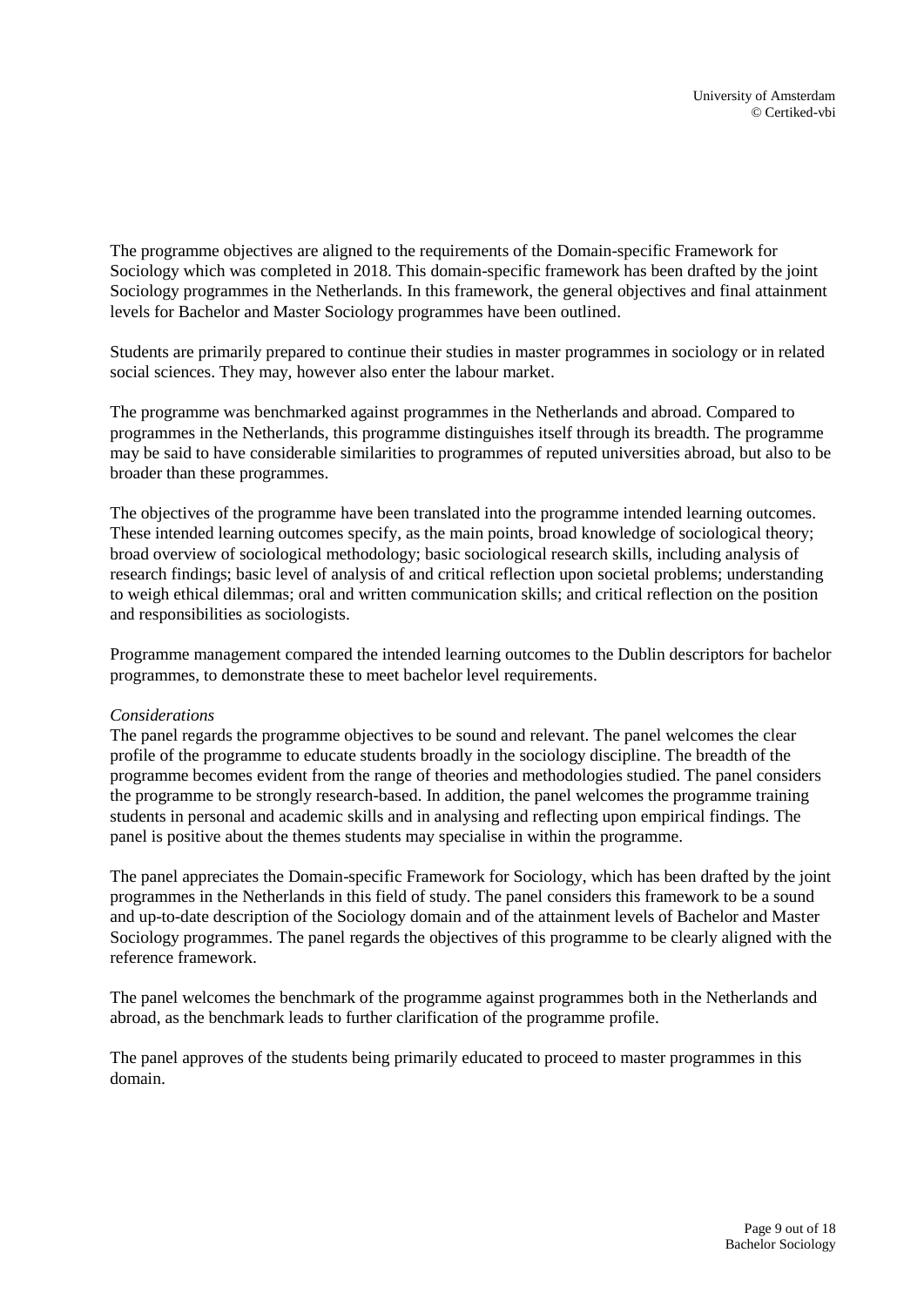The programme objectives are aligned to the requirements of the Domain-specific Framework for Sociology which was completed in 2018. This domain-specific framework has been drafted by the joint Sociology programmes in the Netherlands. In this framework, the general objectives and final attainment levels for Bachelor and Master Sociology programmes have been outlined.

Students are primarily prepared to continue their studies in master programmes in sociology or in related social sciences. They may, however also enter the labour market.

The programme was benchmarked against programmes in the Netherlands and abroad. Compared to programmes in the Netherlands, this programme distinguishes itself through its breadth. The programme may be said to have considerable similarities to programmes of reputed universities abroad, but also to be broader than these programmes.

The objectives of the programme have been translated into the programme intended learning outcomes. These intended learning outcomes specify, as the main points, broad knowledge of sociological theory; broad overview of sociological methodology; basic sociological research skills, including analysis of research findings; basic level of analysis of and critical reflection upon societal problems; understanding to weigh ethical dilemmas; oral and written communication skills; and critical reflection on the position and responsibilities as sociologists.

Programme management compared the intended learning outcomes to the Dublin descriptors for bachelor programmes, to demonstrate these to meet bachelor level requirements.

*Considerations*
The panel regards the programme objectives to be sound and relevant. The panel welcomes the clear profile of the programme to educate students broadly in the sociology discipline. The breadth of the programme becomes evident from the range of theories and methodologies studied. The panel considers the programme to be strongly research-based. In addition, the panel welcomes the programme training students in personal and academic skills and in analysing and reflecting upon empirical findings. The panel is positive about the themes students may specialise in within the programme.

The panel appreciates the Domain-specific Framework for Sociology, which has been drafted by the joint programmes in the Netherlands in this field of study. The panel considers this framework to be a sound and up-to-date description of the Sociology domain and of the attainment levels of Bachelor and Master Sociology programmes. The panel regards the objectives of this programme to be clearly aligned with the reference framework.

The panel welcomes the benchmark of the programme against programmes both in the Netherlands and abroad, as the benchmark leads to further clarification of the programme profile.

The panel approves of the students being primarily educated to proceed to master programmes in this domain.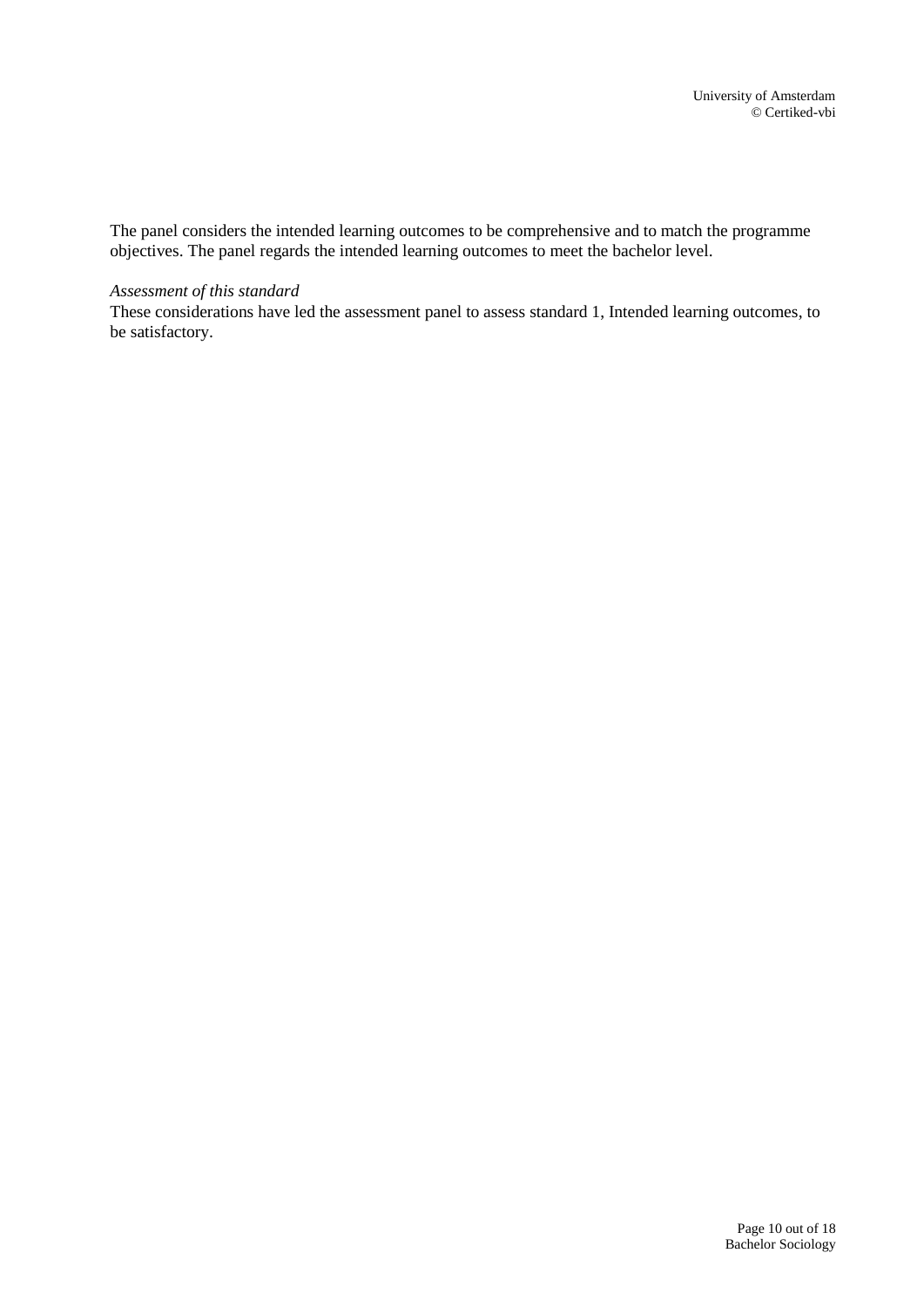The panel considers the intended learning outcomes to be comprehensive and to match the programme objectives. The panel regards the intended learning outcomes to meet the bachelor level.

*Assessment of this standard*

These considerations have led the assessment panel to assess standard 1, Intended learning outcomes, to be satisfactory.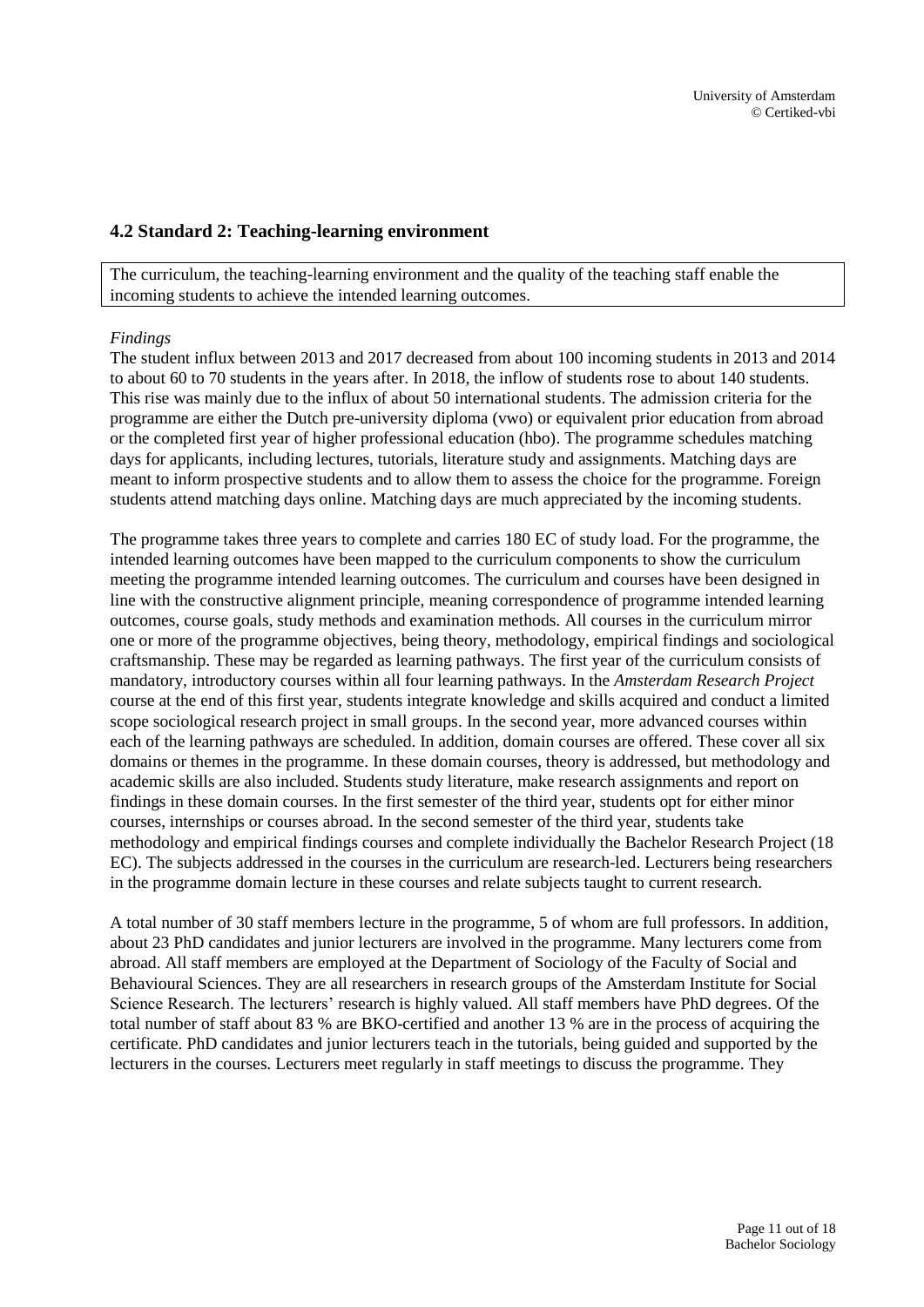## 4.2 Standard 2: Teaching-learning environment

The curriculum, the teaching-learning environment and the quality of the teaching staff enable the incoming students to achieve the intended learning outcomes.

*Findings*

The student influx between 2013 and 2017 decreased from about 100 incoming students in 2013 and 2014 to about 60 to 70 students in the years after. In 2018, the inflow of students rose to about 140 students. This rise was mainly due to the influx of about 50 international students. The admission criteria for the programme are either the Dutch pre-university diploma (vwo) or equivalent prior education from abroad or the completed first year of higher professional education (hbo). The programme schedules matching days for applicants, including lectures, tutorials, literature study and assignments. Matching days are meant to inform prospective students and to allow them to assess the choice for the programme. Foreign students attend matching days online. Matching days are much appreciated by the incoming students.

The programme takes three years to complete and carries 180 EC of study load. For the programme, the intended learning outcomes have been mapped to the curriculum components to show the curriculum meeting the programme intended learning outcomes. The curriculum and courses have been designed in line with the constructive alignment principle, meaning correspondence of programme intended learning outcomes, course goals, study methods and examination methods. All courses in the curriculum mirror one or more of the programme objectives, being theory, methodology, empirical findings and sociological craftsmanship. These may be regarded as learning pathways. The first year of the curriculum consists of mandatory, introductory courses within all four learning pathways. In the *Amsterdam Research Project* course at the end of this first year, students integrate knowledge and skills acquired and conduct a limited scope sociological research project in small groups. In the second year, more advanced courses within each of the learning pathways are scheduled. In addition, domain courses are offered. These cover all six domains or themes in the programme. In these domain courses, theory is addressed, but methodology and academic skills are also included. Students study literature, make research assignments and report on findings in these domain courses. In the first semester of the third year, students opt for either minor courses, internships or courses abroad. In the second semester of the third year, students take methodology and empirical findings courses and complete individually the Bachelor Research Project (18 EC). The subjects addressed in the courses in the curriculum are research-led. Lecturers being researchers in the programme domain lecture in these courses and relate subjects taught to current research.

A total number of 30 staff members lecture in the programme, 5 of whom are full professors. In addition, about 23 PhD candidates and junior lecturers are involved in the programme. Many lecturers come from abroad. All staff members are employed at the Department of Sociology of the Faculty of Social and Behavioural Sciences. They are all researchers in research groups of the Amsterdam Institute for Social Science Research. The lecturers' research is highly valued. All staff members have PhD degrees. Of the total number of staff about 83 % are BKO-certified and another 13 % are in the process of acquiring the certificate. PhD candidates and junior lecturers teach in the tutorials, being guided and supported by the lecturers in the courses. Lecturers meet regularly in staff meetings to discuss the programme. They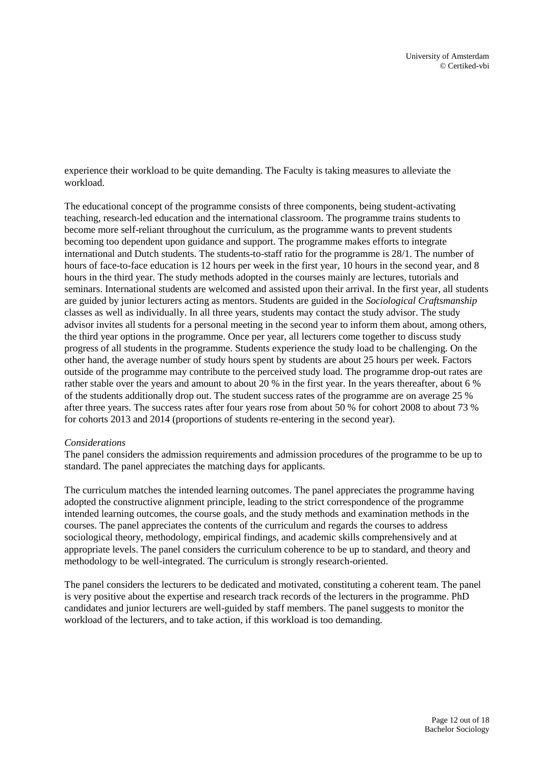experience their workload to be quite demanding. The Faculty is taking measures to alleviate the workload.

The educational concept of the programme consists of three components, being student-activating teaching, research-led education and the international classroom. The programme trains students to become more self-reliant throughout the curriculum, as the programme wants to prevent students becoming too dependent upon guidance and support. The programme makes efforts to integrate international and Dutch students. The students-to-staff ratio for the programme is 28/1. The number of hours of face-to-face education is 12 hours per week in the first year, 10 hours in the second year, and 8 hours in the third year. The study methods adopted in the courses mainly are lectures, tutorials and seminars. International students are welcomed and assisted upon their arrival. In the first year, all students are guided by junior lecturers acting as mentors. Students are guided in the *Sociological Craftsmanship* classes as well as individually. In all three years, students may contact the study advisor. The study advisor invites all students for a personal meeting in the second year to inform them about, among others, the third year options in the programme. Once per year, all lecturers come together to discuss study progress of all students in the programme. Students experience the study load to be challenging. On the other hand, the average number of study hours spent by students are about 25 hours per week. Factors outside of the programme may contribute to the perceived study load. The programme drop-out rates are rather stable over the years and amount to about 20 % in the first year. In the years thereafter, about 6 % of the students additionally drop out. The student success rates of the programme are on average 25 % after three years. The success rates after four years rose from about 50 % for cohort 2008 to about 73 % for cohorts 2013 and 2014 (proportions of students re-entering in the second year).

*Considerations*

The panel considers the admission requirements and admission procedures of the programme to be up to standard. The panel appreciates the matching days for applicants.

The curriculum matches the intended learning outcomes. The panel appreciates the programme having adopted the constructive alignment principle, leading to the strict correspondence of the programme intended learning outcomes, the course goals, and the study methods and examination methods in the courses. The panel appreciates the contents of the curriculum and regards the courses to address sociological theory, methodology, empirical findings, and academic skills comprehensively and at appropriate levels. The panel considers the curriculum coherence to be up to standard, and theory and methodology to be well-integrated. The curriculum is strongly research-oriented.

The panel considers the lecturers to be dedicated and motivated, constituting a coherent team. The panel is very positive about the expertise and research track records of the lecturers in the programme. PhD candidates and junior lecturers are well-guided by staff members. The panel suggests to monitor the workload of the lecturers, and to take action, if this workload is too demanding.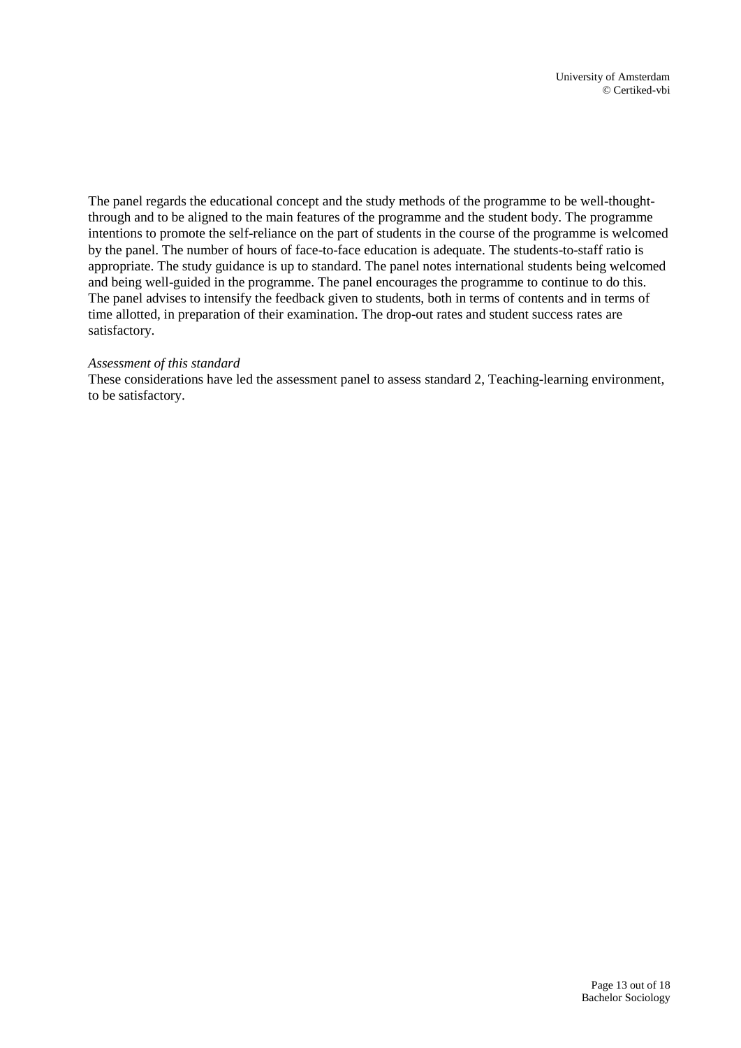The panel regards the educational concept and the study methods of the programme to be well-thought-through and to be aligned to the main features of the programme and the student body. The programme intentions to promote the self-reliance on the part of students in the course of the programme is welcomed by the panel. The number of hours of face-to-face education is adequate. The students-to-staff ratio is appropriate. The study guidance is up to standard. The panel notes international students being welcomed and being well-guided in the programme. The panel encourages the programme to continue to do this. The panel advises to intensify the feedback given to students, both in terms of contents and in terms of time allotted, in preparation of their examination. The drop-out rates and student success rates are satisfactory.

*Assessment of this standard*

These considerations have led the assessment panel to assess standard 2, Teaching-learning environment, to be satisfactory.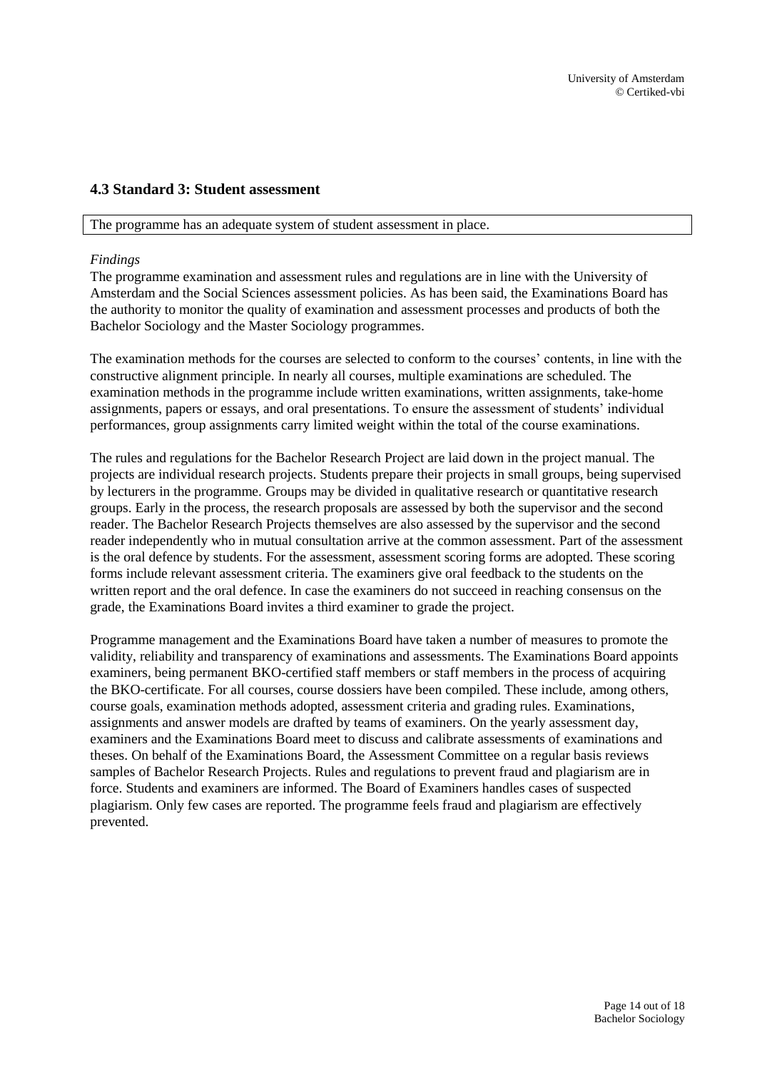### 4.3 Standard 3: Student assessment

The programme has an adequate system of student assessment in place.

*Findings*

The programme examination and assessment rules and regulations are in line with the University of Amsterdam and the Social Sciences assessment policies. As has been said, the Examinations Board has the authority to monitor the quality of examination and assessment processes and products of both the Bachelor Sociology and the Master Sociology programmes.

The examination methods for the courses are selected to conform to the courses' contents, in line with the constructive alignment principle. In nearly all courses, multiple examinations are scheduled. The examination methods in the programme include written examinations, written assignments, take-home assignments, papers or essays, and oral presentations. To ensure the assessment of students' individual performances, group assignments carry limited weight within the total of the course examinations.

The rules and regulations for the Bachelor Research Project are laid down in the project manual. The projects are individual research projects. Students prepare their projects in small groups, being supervised by lecturers in the programme. Groups may be divided in qualitative research or quantitative research groups. Early in the process, the research proposals are assessed by both the supervisor and the second reader. The Bachelor Research Projects themselves are also assessed by the supervisor and the second reader independently who in mutual consultation arrive at the common assessment. Part of the assessment is the oral defence by students. For the assessment, assessment scoring forms are adopted. These scoring forms include relevant assessment criteria. The examiners give oral feedback to the students on the written report and the oral defence. In case the examiners do not succeed in reaching consensus on the grade, the Examinations Board invites a third examiner to grade the project.

Programme management and the Examinations Board have taken a number of measures to promote the validity, reliability and transparency of examinations and assessments. The Examinations Board appoints examiners, being permanent BKO-certified staff members or staff members in the process of acquiring the BKO-certificate. For all courses, course dossiers have been compiled. These include, among others, course goals, examination methods adopted, assessment criteria and grading rules. Examinations, assignments and answer models are drafted by teams of examiners. On the yearly assessment day, examiners and the Examinations Board meet to discuss and calibrate assessments of examinations and theses. On behalf of the Examinations Board, the Assessment Committee on a regular basis reviews samples of Bachelor Research Projects. Rules and regulations to prevent fraud and plagiarism are in force. Students and examiners are informed. The Board of Examiners handles cases of suspected plagiarism. Only few cases are reported. The programme feels fraud and plagiarism are effectively prevented.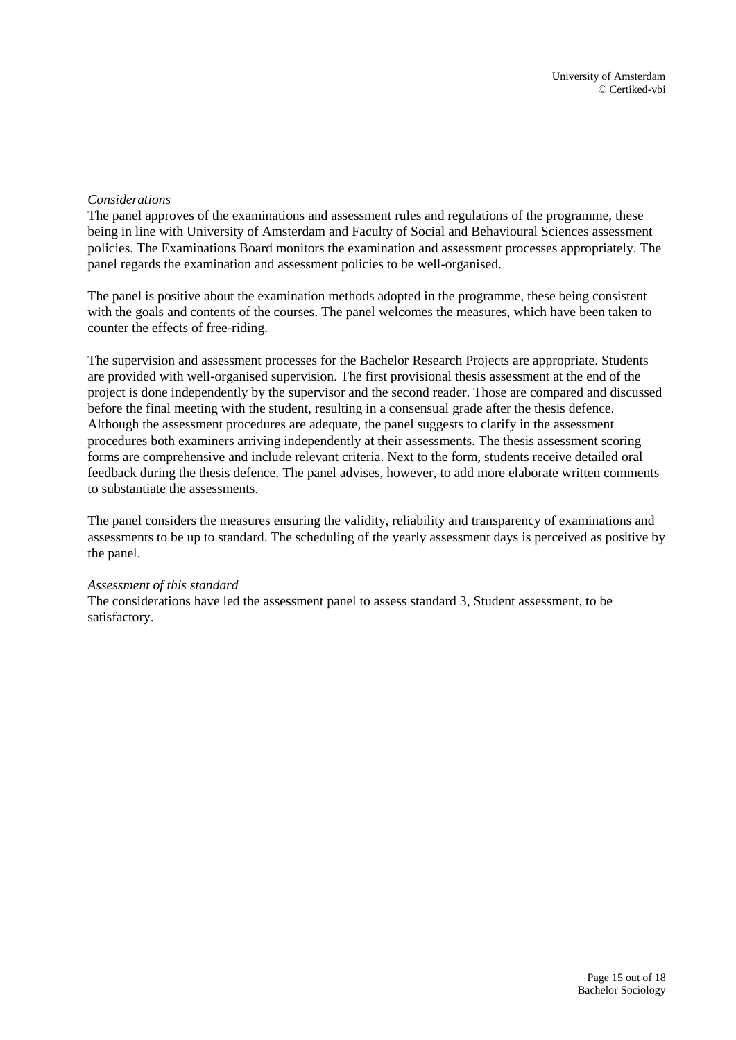*Considerations*

The panel approves of the examinations and assessment rules and regulations of the programme, these being in line with University of Amsterdam and Faculty of Social and Behavioural Sciences assessment policies. The Examinations Board monitors the examination and assessment processes appropriately. The panel regards the examination and assessment policies to be well-organised.

The panel is positive about the examination methods adopted in the programme, these being consistent with the goals and contents of the courses. The panel welcomes the measures, which have been taken to counter the effects of free-riding.

The supervision and assessment processes for the Bachelor Research Projects are appropriate. Students are provided with well-organised supervision. The first provisional thesis assessment at the end of the project is done independently by the supervisor and the second reader. Those are compared and discussed before the final meeting with the student, resulting in a consensual grade after the thesis defence. Although the assessment procedures are adequate, the panel suggests to clarify in the assessment procedures both examiners arriving independently at their assessments. The thesis assessment scoring forms are comprehensive and include relevant criteria. Next to the form, students receive detailed oral feedback during the thesis defence. The panel advises, however, to add more elaborate written comments to substantiate the assessments.

The panel considers the measures ensuring the validity, reliability and transparency of examinations and assessments to be up to standard. The scheduling of the yearly assessment days is perceived as positive by the panel.

*Assessment of this standard*

The considerations have led the assessment panel to assess standard 3, Student assessment, to be satisfactory.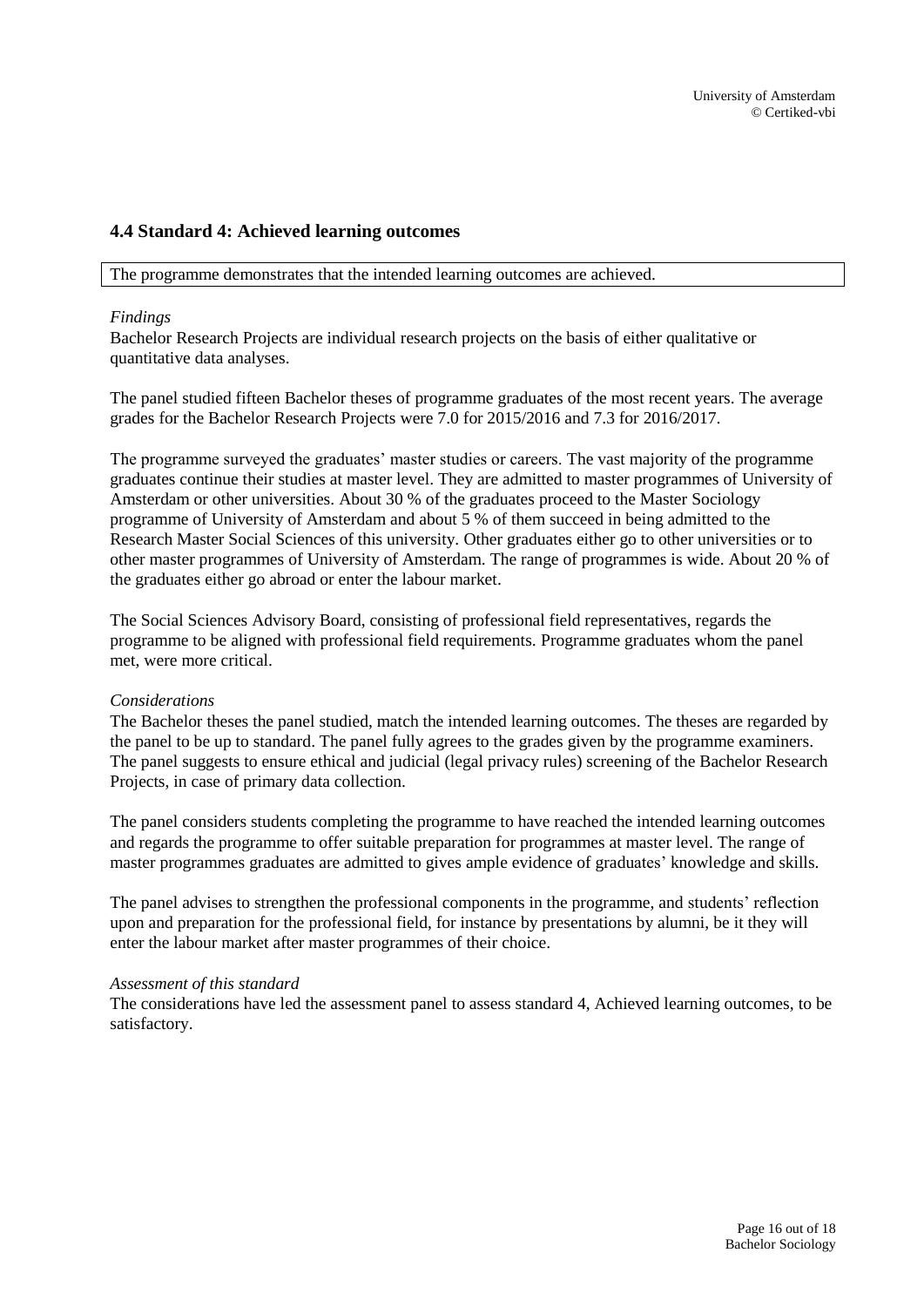### 4.4 Standard 4: Achieved learning outcomes

The programme demonstrates that the intended learning outcomes are achieved.

*Findings*

Bachelor Research Projects are individual research projects on the basis of either qualitative or quantitative data analyses.

The panel studied fifteen Bachelor theses of programme graduates of the most recent years. The average grades for the Bachelor Research Projects were 7.0 for 2015/2016 and 7.3 for 2016/2017.

The programme surveyed the graduates' master studies or careers. The vast majority of the programme graduates continue their studies at master level. They are admitted to master programmes of University of Amsterdam or other universities. About 30 % of the graduates proceed to the Master Sociology programme of University of Amsterdam and about 5 % of them succeed in being admitted to the Research Master Social Sciences of this university. Other graduates either go to other universities or to other master programmes of University of Amsterdam. The range of programmes is wide. About 20 % of the graduates either go abroad or enter the labour market.

The Social Sciences Advisory Board, consisting of professional field representatives, regards the programme to be aligned with professional field requirements. Programme graduates whom the panel met, were more critical.

*Considerations*

The Bachelor theses the panel studied, match the intended learning outcomes. The theses are regarded by the panel to be up to standard. The panel fully agrees to the grades given by the programme examiners. The panel suggests to ensure ethical and judicial (legal privacy rules) screening of the Bachelor Research Projects, in case of primary data collection.

The panel considers students completing the programme to have reached the intended learning outcomes and regards the programme to offer suitable preparation for programmes at master level. The range of master programmes graduates are admitted to gives ample evidence of graduates' knowledge and skills.

The panel advises to strengthen the professional components in the programme, and students' reflection upon and preparation for the professional field, for instance by presentations by alumni, be it they will enter the labour market after master programmes of their choice.

*Assessment of this standard*

The considerations have led the assessment panel to assess standard 4, Achieved learning outcomes, to be satisfactory.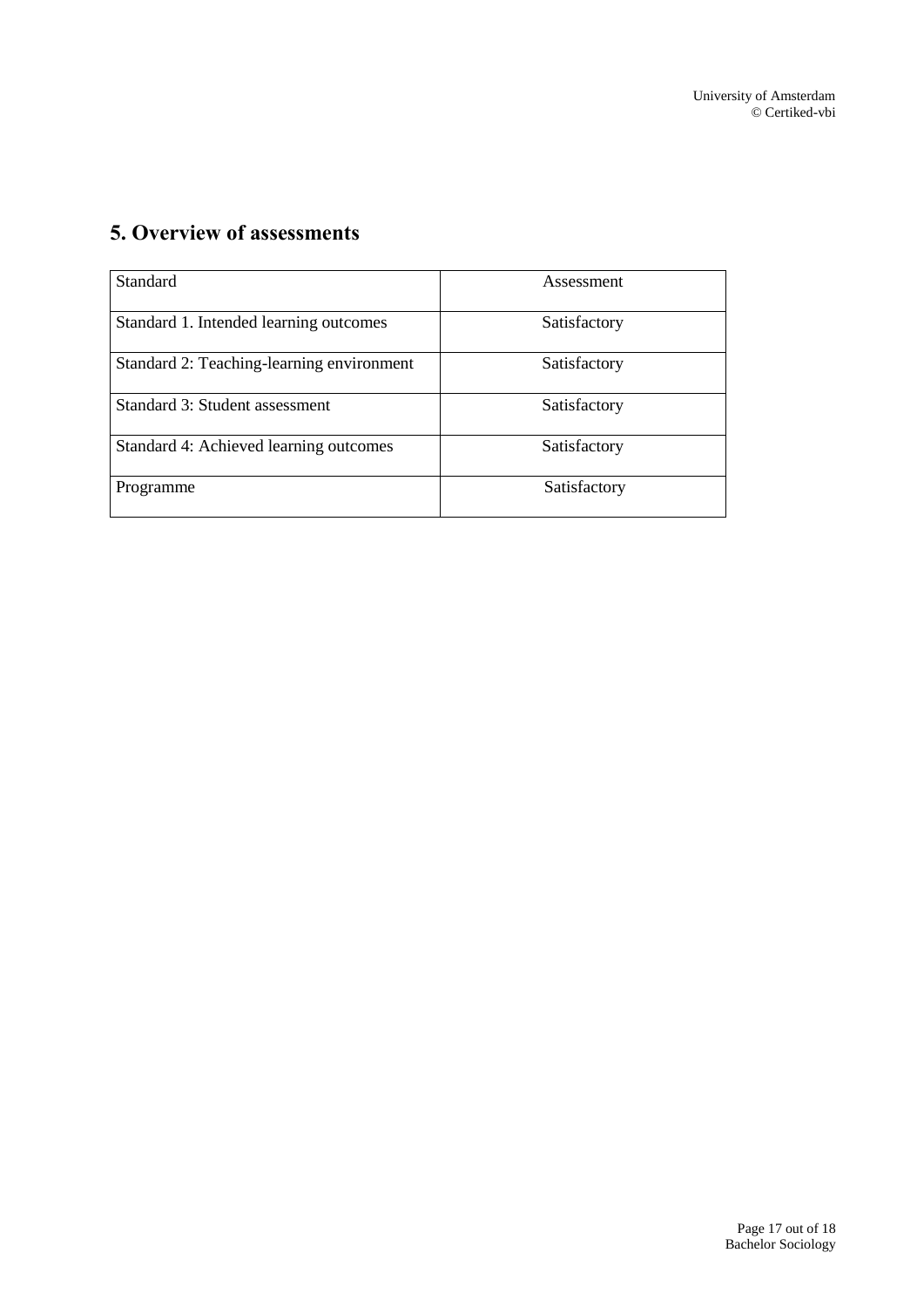## 5. Overview of assessments

| Standard | Assessment |
|---|---|
| Standard 1. Intended learning outcomes | Satisfactory |
| Standard 2: Teaching-learning environment | Satisfactory |
| Standard 3: Student assessment | Satisfactory |
| Standard 4: Achieved learning outcomes | Satisfactory |
| Programme | Satisfactory |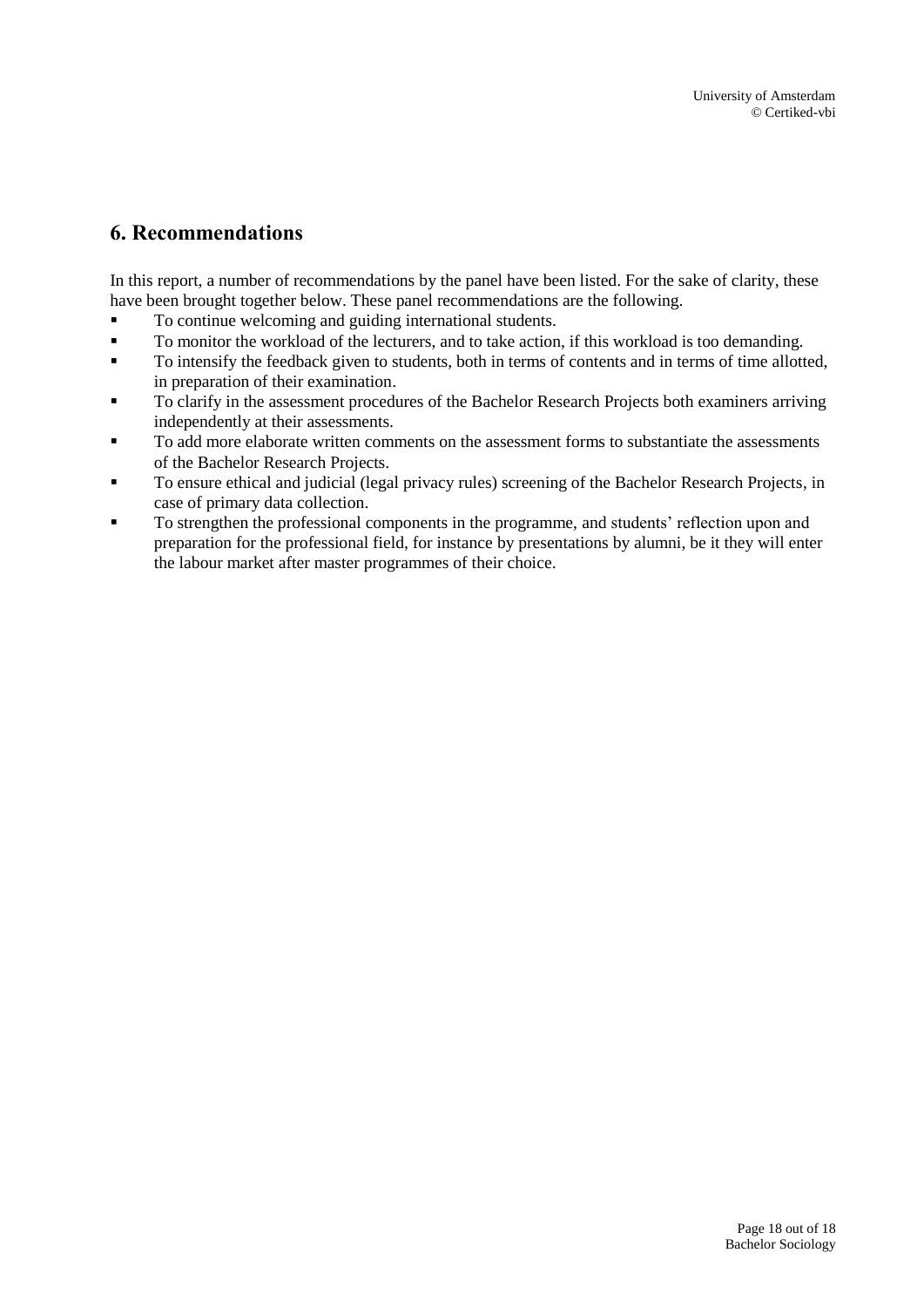## 6. Recommendations

In this report, a number of recommendations by the panel have been listed. For the sake of clarity, these have been brought together below. These panel recommendations are the following.

- To continue welcoming and guiding international students.
- To monitor the workload of the lecturers, and to take action, if this workload is too demanding.
- To intensify the feedback given to students, both in terms of contents and in terms of time allotted, in preparation of their examination.
- To clarify in the assessment procedures of the Bachelor Research Projects both examiners arriving independently at their assessments.
- To add more elaborate written comments on the assessment forms to substantiate the assessments of the Bachelor Research Projects.
- To ensure ethical and judicial (legal privacy rules) screening of the Bachelor Research Projects, in case of primary data collection.
- To strengthen the professional components in the programme, and students' reflection upon and preparation for the professional field, for instance by presentations by alumni, be it they will enter the labour market after master programmes of their choice.